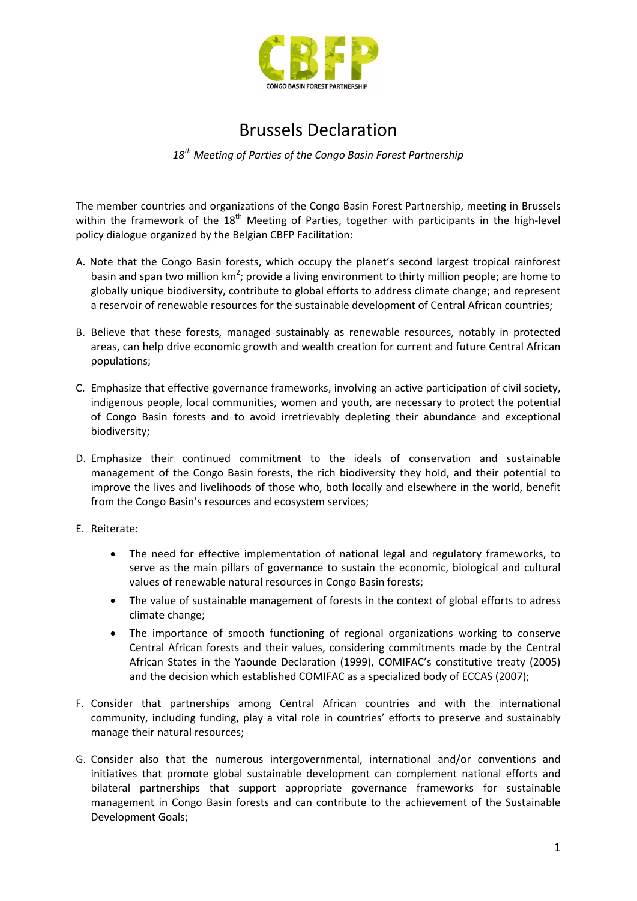CONGO BASIN FOREST PARTNERSHIP

# Brussels Declaration

*18th Meeting of Parties of the Congo Basin Forest Partnership*

---

The member countries and organizations of the Congo Basin Forest Partnership, meeting in Brussels within the framework of the 18th Meeting of Parties, together with participants in the high-level policy dialogue organized by the Belgian CBFP Facilitation:

A. Note that the Congo Basin forests, which occupy the planet's second largest tropical rainforest basin and span two million km$^2$; provide a living environment to thirty million people; are home to globally unique biodiversity, contribute to global efforts to address climate change; and represent a reservoir of renewable resources for the sustainable development of Central African countries;

B. Believe that these forests, managed sustainably as renewable resources, notably in protected areas, can help drive economic growth and wealth creation for current and future Central African populations;

C. Emphasize that effective governance frameworks, involving an active participation of civil society, indigenous people, local communities, women and youth, are necessary to protect the potential of Congo Basin forests and to avoid irretrievably depleting their abundance and exceptional biodiversity;

D. Emphasize their continued commitment to the ideals of conservation and sustainable management of the Congo Basin forests, the rich biodiversity they hold, and their potential to improve the lives and livelihoods of those who, both locally and elsewhere in the world, benefit from the Congo Basin's resources and ecosystem services;

E. Reiterate:

- The need for effective implementation of national legal and regulatory frameworks, to serve as the main pillars of governance to sustain the economic, biological and cultural values of renewable natural resources in Congo Basin forests;
- The value of sustainable management of forests in the context of global efforts to adress climate change;
- The importance of smooth functioning of regional organizations working to conserve Central African forests and their values, considering commitments made by the Central African States in the Yaounde Declaration (1999), COMIFAC's constitutive treaty (2005) and the decision which established COMIFAC as a specialized body of ECCAS (2007);

F. Consider that partnerships among Central African countries and with the international community, including funding, play a vital role in countries' efforts to preserve and sustainably manage their natural resources;

G. Consider also that the numerous intergovernmental, international and/or conventions and initiatives that promote global sustainable development can complement national efforts and bilateral partnerships that support appropriate governance frameworks for sustainable management in Congo Basin forests and can contribute to the achievement of the Sustainable Development Goals;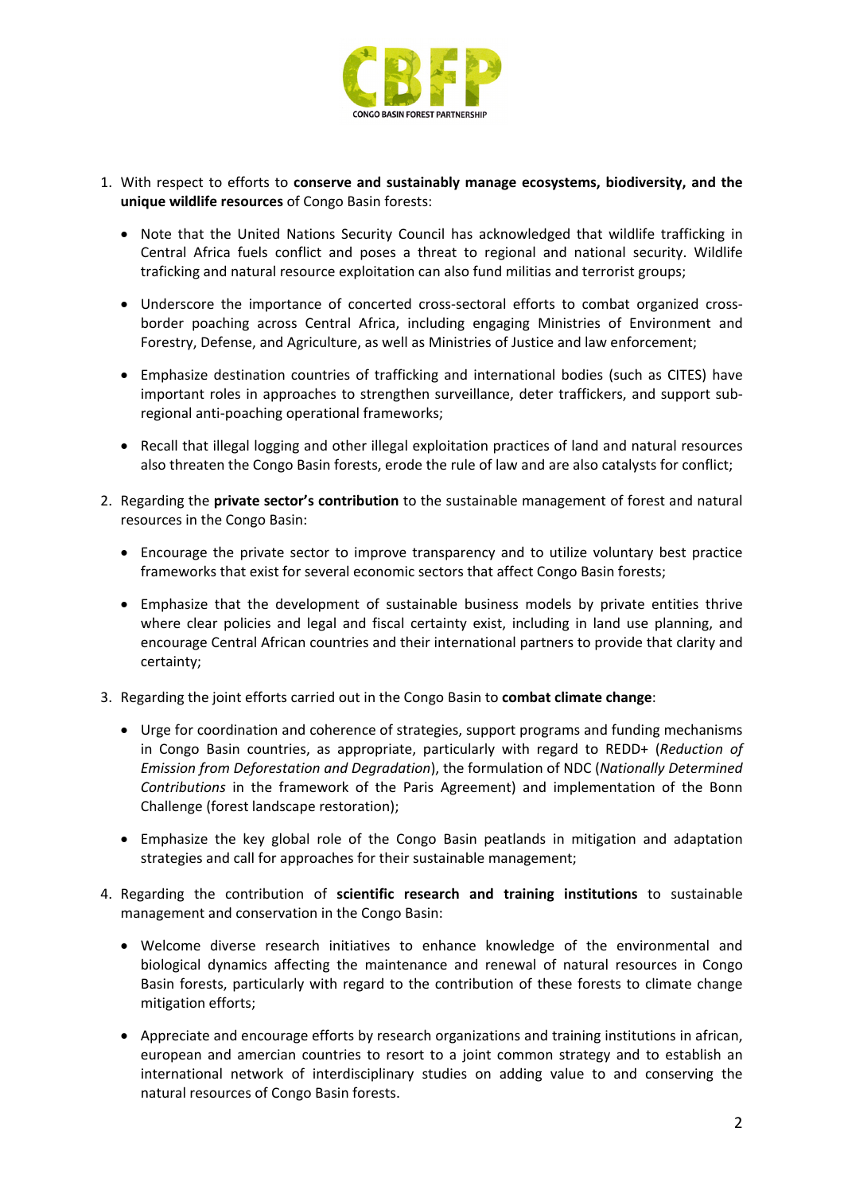1. With respect to efforts to **conserve and sustainably manage ecosystems, biodiversity, and the unique wildlife resources** of Congo Basin forests:

   - Note that the United Nations Security Council has acknowledged that wildlife trafficking in Central Africa fuels conflict and poses a threat to regional and national security. Wildlife traficking and natural resource exploitation can also fund militias and terrorist groups;

   - Underscore the importance of concerted cross-sectoral efforts to combat organized cross-border poaching across Central Africa, including engaging Ministries of Environment and Forestry, Defense, and Agriculture, as well as Ministries of Justice and law enforcement;

   - Emphasize destination countries of trafficking and international bodies (such as CITES) have important roles in approaches to strengthen surveillance, deter traffickers, and support sub-regional anti-poaching operational frameworks;

   - Recall that illegal logging and other illegal exploitation practices of land and natural resources also threaten the Congo Basin forests, erode the rule of law and are also catalysts for conflict;

2. Regarding the **private sector's contribution** to the sustainable management of forest and natural resources in the Congo Basin:

   - Encourage the private sector to improve transparency and to utilize voluntary best practice frameworks that exist for several economic sectors that affect Congo Basin forests;

   - Emphasize that the development of sustainable business models by private entities thrive where clear policies and legal and fiscal certainty exist, including in land use planning, and encourage Central African countries and their international partners to provide that clarity and certainty;

3. Regarding the joint efforts carried out in the Congo Basin to **combat climate change**:

   - Urge for coordination and coherence of strategies, support programs and funding mechanisms in Congo Basin countries, as appropriate, particularly with regard to REDD+ (*Reduction of Emission from Deforestation and Degradation*), the formulation of NDC (*Nationally Determined Contributions* in the framework of the Paris Agreement) and implementation of the Bonn Challenge (forest landscape restoration);

   - Emphasize the key global role of the Congo Basin peatlands in mitigation and adaptation strategies and call for approaches for their sustainable management;

4. Regarding the contribution of **scientific research and training institutions** to sustainable management and conservation in the Congo Basin:

   - Welcome diverse research initiatives to enhance knowledge of the environmental and biological dynamics affecting the maintenance and renewal of natural resources in Congo Basin forests, particularly with regard to the contribution of these forests to climate change mitigation efforts;

   - Appreciate and encourage efforts by research organizations and training institutions in african, european and amercian countries to resort to a joint common strategy and to establish an international network of interdisciplinary studies on adding value to and conserving the natural resources of Congo Basin forests.